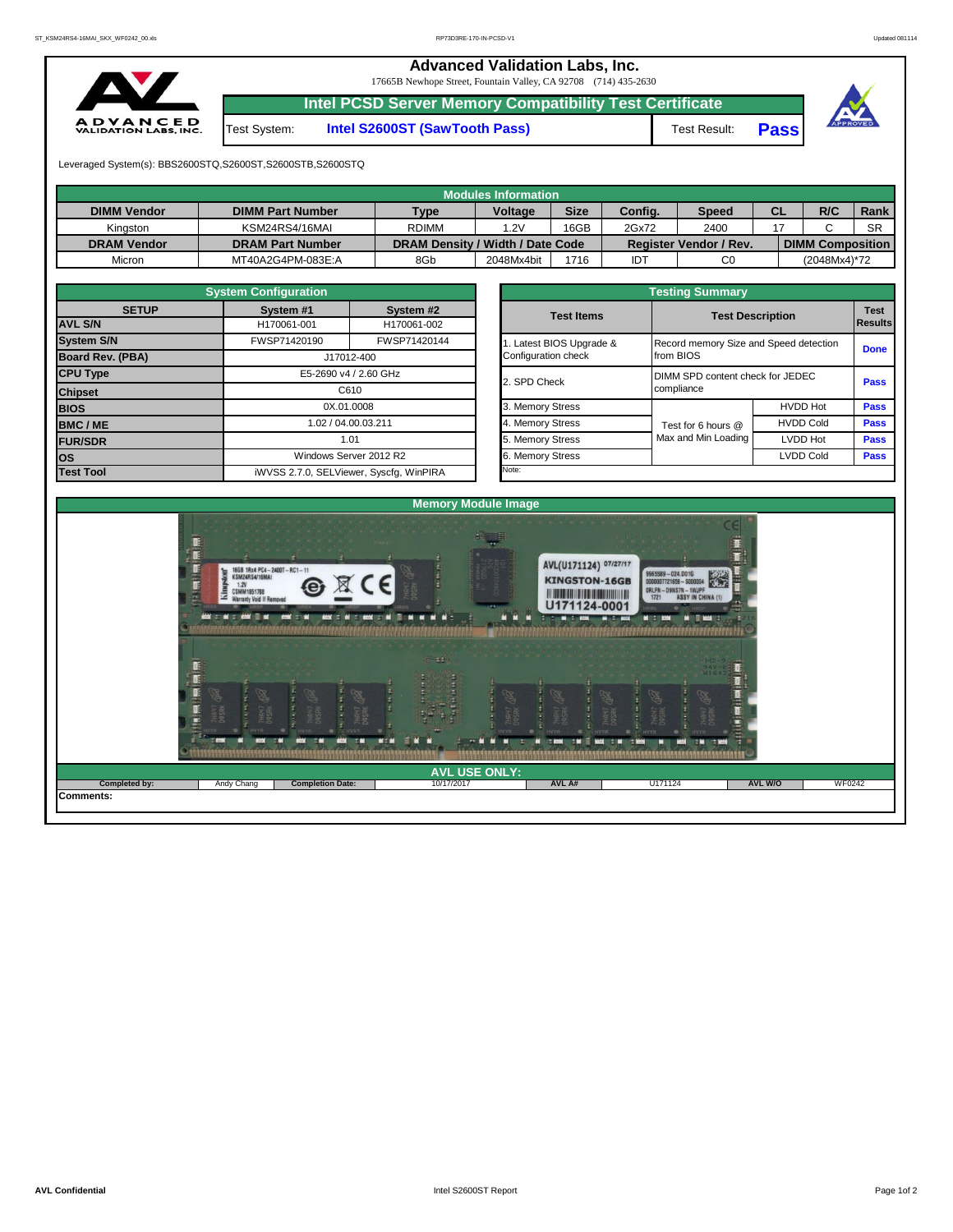# Advanced Validation Labs, Inc.

17665B Newhope Street, Fountain Valley, CA 92708 (714) 435-2630

## Intel PCSD Server Memory Compatibility Test Certificate

Test System: **Intel S2600ST (SawTooth Pass)**

Test Result: **Pass**

Leveraged System(s): BBS2600STQ,S2600ST,S2600STB,S2600STQ

### Modules Information

| DIMM Vendor | DIMM Part Number | Type | Voltage | Size | Config. | Speed | CL | R/C | Rank |
|---|---|---|---|---|---|---|---|---|---|
| Kingston | KSM24RS4/16MAI | RDIMM | 1.2V | 16GB | 2Gx72 | 2400 | 17 | C | SR |
| **DRAM Vendor** | **DRAM Part Number** | **DRAM Density / Width / Date Code** | | | **Register Vendor / Rev.** | | **DIMM Composition** | | |
| Micron | MT40A2G4PM-083E:A | 8Gb | 2048Mx4bit | 1716 | IDT | C0 | (2048Mx4)*72 | | |

### System Configuration

| SETUP | System #1 | System #2 |
|---|---|---|
| AVL S/N | H170061-001 | H170061-002 |
| System S/N | FWSP71420190 | FWSP71420144 |
| Board Rev. (PBA) | J17012-400 | |
| CPU Type | E5-2690 v4 / 2.60 GHz | |
| Chipset | C610 | |
| BIOS | 0X.01.0008 | |
| BMC / ME | 1.02 / 04.00.03.211 | |
| FUR/SDR | 1.01 | |
| OS | Windows Server 2012 R2 | |
| Test Tool | iWVSS 2.7.0, SELViewer, Syscfg, WinPIRA | |

### Testing Summary

| Test Items | Test Description | | Test Results |
|---|---|---|---|
| 1. Latest BIOS Upgrade & Configuration check | Record memory Size and Speed detection from BIOS | | Done |
| 2. SPD Check | DIMM SPD content check for JEDEC compliance | | Pass |
| 3. Memory Stress | Test for 6 hours @ Max and Min Loading | HVDD Hot | Pass |
| 4. Memory Stress | | HVDD Cold | Pass |
| 5. Memory Stress | | LVDD Hot | Pass |
| 6. Memory Stress | | LVDD Cold | Pass |

Note:

### Memory Module Image

### AVL USE ONLY:

| Completed by: | Andy Chang | Completion Date: | 10/17/2017 | AVL A# | U171124 | AVL W/O | WF0242 |
|---|---|---|---|---|---|---|---|

Comments: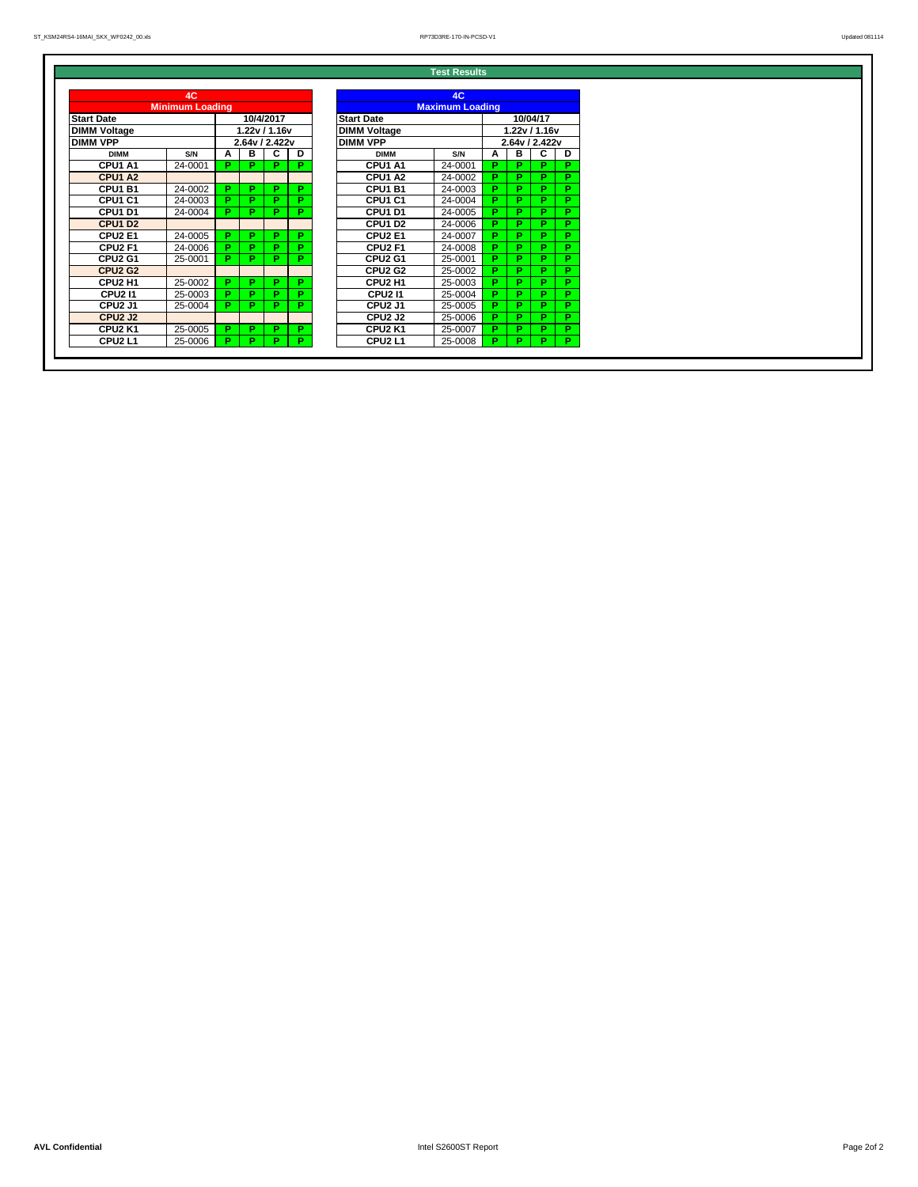## Test Results

| 4C | | | | | |
|---|---|---|---|---|---|
| **Minimum Loading** | | | | | |
| **Start Date** | | 10/4/2017 | | | |
| **DIMM Voltage** | | 1.22v / 1.16v | | | |
| **DIMM VPP** | | 2.64v / 2.422v | | | |
| **DIMM** | **S/N** | **A** | **B** | **C** | **D** |
| CPU1 A1 | 24-0001 | P | P | P | P |
| CPU1 A2 | | | | | |
| CPU1 B1 | 24-0002 | P | P | P | P |
| CPU1 C1 | 24-0003 | P | P | P | P |
| CPU1 D1 | 24-0004 | P | P | P | P |
| CPU1 D2 | | | | | |
| CPU2 E1 | 24-0005 | P | P | P | P |
| CPU2 F1 | 24-0006 | P | P | P | P |
| CPU2 G1 | 25-0001 | P | P | P | P |
| CPU2 G2 | | | | | |
| CPU2 H1 | 25-0002 | P | P | P | P |
| CPU2 I1 | 25-0003 | P | P | P | P |
| CPU2 J1 | 25-0004 | P | P | P | P |
| CPU2 J2 | | | | | |
| CPU2 K1 | 25-0005 | P | P | P | P |
| CPU2 L1 | 25-0006 | P | P | P | P |

| 4C | | | | | |
|---|---|---|---|---|---|
| **Maximum Loading** | | | | | |
| **Start Date** | | 10/04/17 | | | |
| **DIMM Voltage** | | 1.22v / 1.16v | | | |
| **DIMM VPP** | | 2.64v / 2.422v | | | |
| **DIMM** | **S/N** | **A** | **B** | **C** | **D** |
| CPU1 A1 | 24-0001 | P | P | P | P |
| CPU1 A2 | 24-0002 | P | P | P | P |
| CPU1 B1 | 24-0003 | P | P | P | P |
| CPU1 C1 | 24-0004 | P | P | P | P |
| CPU1 D1 | 24-0005 | P | P | P | P |
| CPU1 D2 | 24-0006 | P | P | P | P |
| CPU2 E1 | 24-0007 | P | P | P | P |
| CPU2 F1 | 24-0008 | P | P | P | P |
| CPU2 G1 | 25-0001 | P | P | P | P |
| CPU2 G2 | 25-0002 | P | P | P | P |
| CPU2 H1 | 25-0003 | P | P | P | P |
| CPU2 I1 | 25-0004 | P | P | P | P |
| CPU2 J1 | 25-0005 | P | P | P | P |
| CPU2 J2 | 25-0006 | P | P | P | P |
| CPU2 K1 | 25-0007 | P | P | P | P |
| CPU2 L1 | 25-0008 | P | P | P | P |